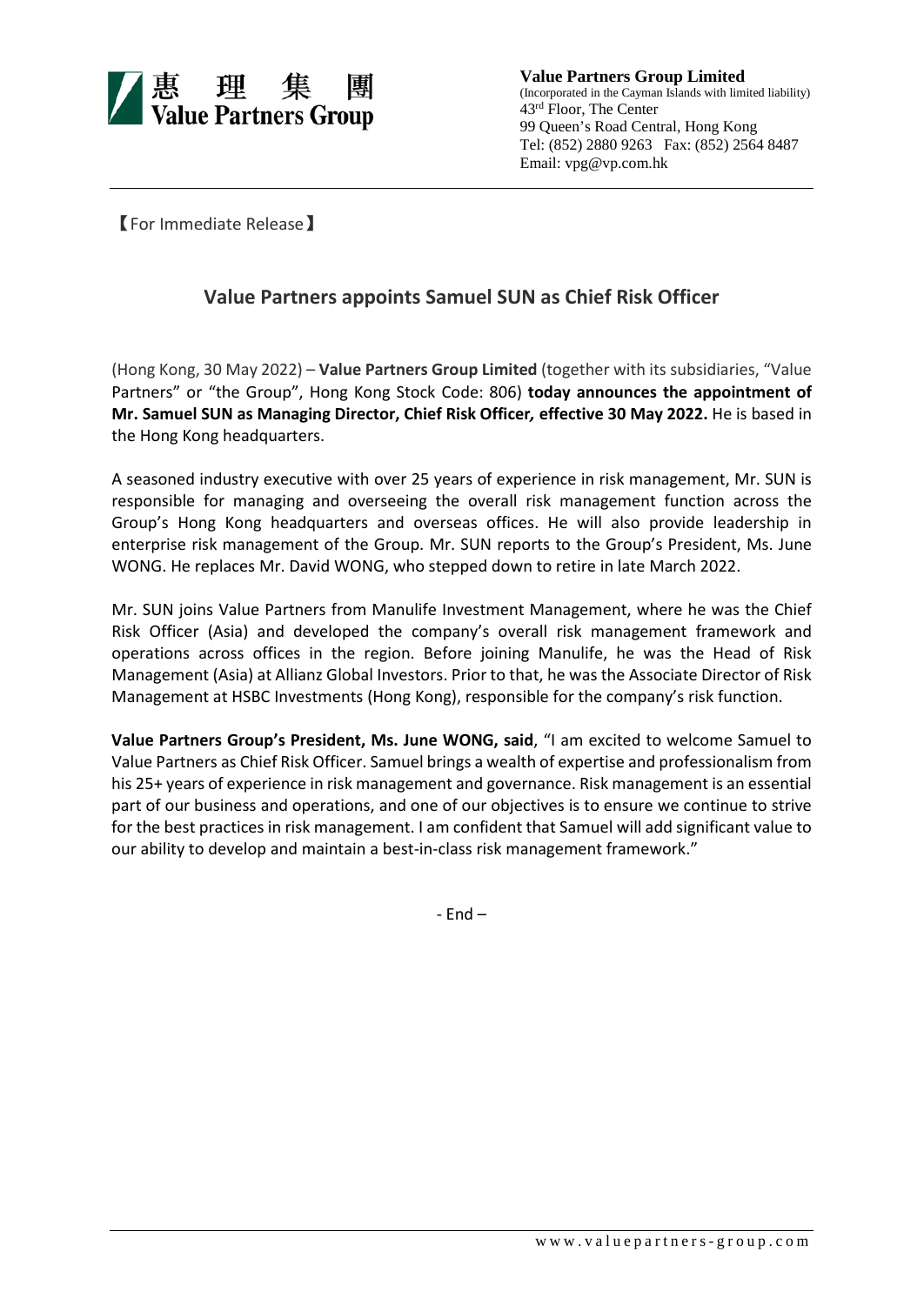惠理集團
Value Partners Group

**Value Partners Group Limited**
(Incorporated in the Cayman Islands with limited liability)
43rd Floor, The Center
99 Queen's Road Central, Hong Kong
Tel: (852) 2880 9263 Fax: (852) 2564 8487
Email: vpg@vp.com.hk

【For Immediate Release】

## Value Partners appoints Samuel SUN as Chief Risk Officer

(Hong Kong, 30 May 2022) – **Value Partners Group Limited** (together with its subsidiaries, "Value Partners" or "the Group", Hong Kong Stock Code: 806) **today announces the appointment of Mr. Samuel SUN as Managing Director, Chief Risk Officer*,* effective 30 May 2022.** He is based in the Hong Kong headquarters.

A seasoned industry executive with over 25 years of experience in risk management, Mr. SUN is responsible for managing and overseeing the overall risk management function across the Group's Hong Kong headquarters and overseas offices. He will also provide leadership in enterprise risk management of the Group. Mr. SUN reports to the Group's President, Ms. June WONG. He replaces Mr. David WONG, who stepped down to retire in late March 2022.

Mr. SUN joins Value Partners from Manulife Investment Management, where he was the Chief Risk Officer (Asia) and developed the company's overall risk management framework and operations across offices in the region. Before joining Manulife, he was the Head of Risk Management (Asia) at Allianz Global Investors. Prior to that, he was the Associate Director of Risk Management at HSBC Investments (Hong Kong), responsible for the company's risk function.

**Value Partners Group's President, Ms. June WONG, said**, "I am excited to welcome Samuel to Value Partners as Chief Risk Officer. Samuel brings a wealth of expertise and professionalism from his 25+ years of experience in risk management and governance. Risk management is an essential part of our business and operations, and one of our objectives is to ensure we continue to strive for the best practices in risk management. I am confident that Samuel will add significant value to our ability to develop and maintain a best-in-class risk management framework."

- End –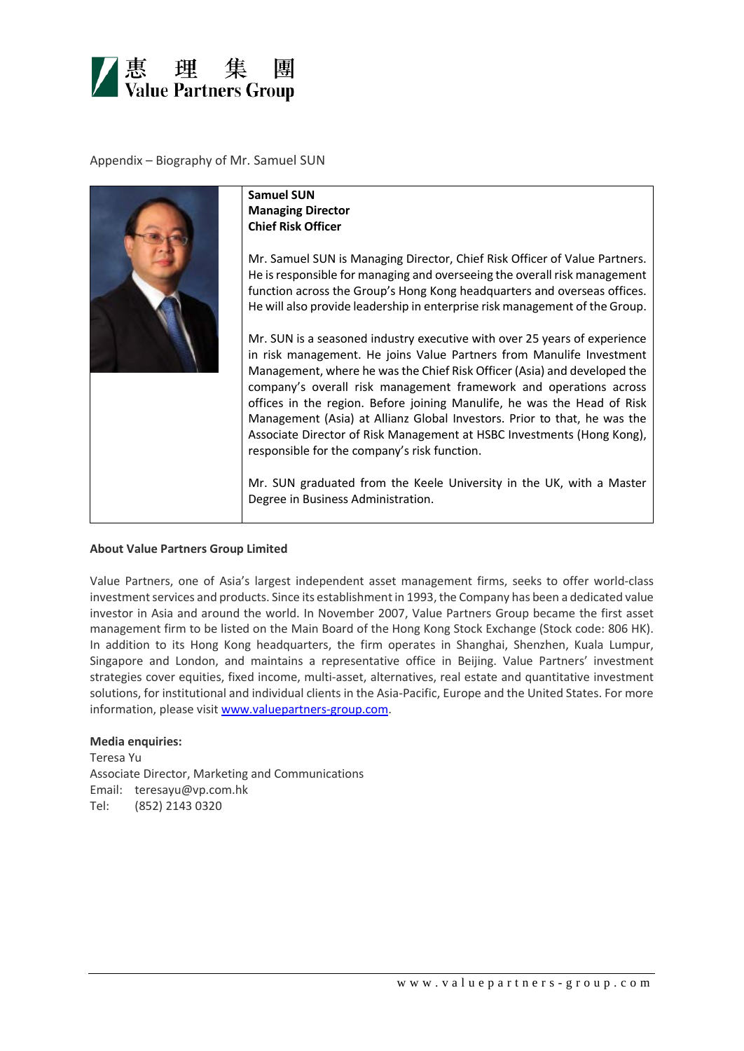Appendix – Biography of Mr. Samuel SUN

**Samuel SUN**
**Managing Director**
**Chief Risk Officer**

Mr. Samuel SUN is Managing Director, Chief Risk Officer of Value Partners. He is responsible for managing and overseeing the overall risk management function across the Group's Hong Kong headquarters and overseas offices. He will also provide leadership in enterprise risk management of the Group.

Mr. SUN is a seasoned industry executive with over 25 years of experience in risk management. He joins Value Partners from Manulife Investment Management, where he was the Chief Risk Officer (Asia) and developed the company's overall risk management framework and operations across offices in the region. Before joining Manulife, he was the Head of Risk Management (Asia) at Allianz Global Investors. Prior to that, he was the Associate Director of Risk Management at HSBC Investments (Hong Kong), responsible for the company's risk function.

Mr. SUN graduated from the Keele University in the UK, with a Master Degree in Business Administration.

**About Value Partners Group Limited**

Value Partners, one of Asia's largest independent asset management firms, seeks to offer world-class investment services and products. Since its establishment in 1993, the Company has been a dedicated value investor in Asia and around the world. In November 2007, Value Partners Group became the first asset management firm to be listed on the Main Board of the Hong Kong Stock Exchange (Stock code: 806 HK). In addition to its Hong Kong headquarters, the firm operates in Shanghai, Shenzhen, Kuala Lumpur, Singapore and London, and maintains a representative office in Beijing. Value Partners' investment strategies cover equities, fixed income, multi-asset, alternatives, real estate and quantitative investment solutions, for institutional and individual clients in the Asia-Pacific, Europe and the United States. For more information, please visit www.valuepartners-group.com.

**Media enquiries:**
Teresa Yu
Associate Director, Marketing and Communications
Email: teresayu@vp.com.hk
Tel: (852) 2143 0320